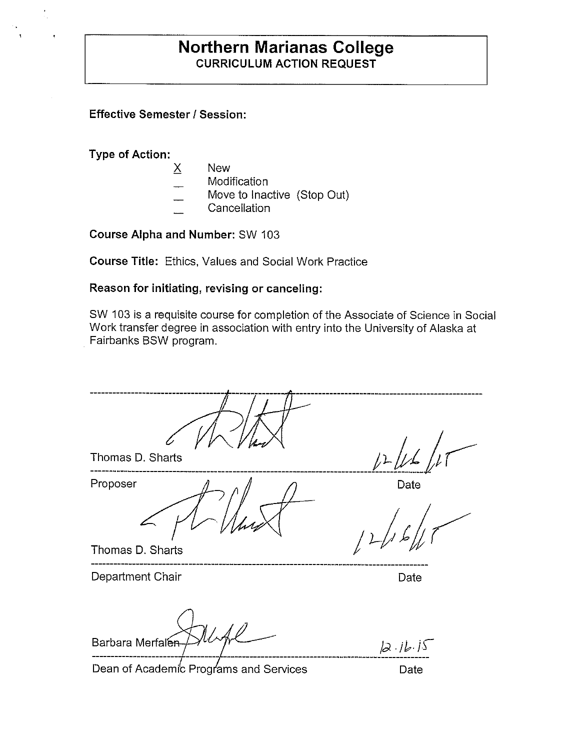# Northern Marianas College

## CURRICULUM ACTION REQUEST

**Effective Semester / Session:**

**Type of Action:**

- X New
- \_ Modification
- \_ Move to Inactive (Stop Out)
- \_ Cancellation

**Course Alpha and Number:** SW 103

**Course Title:** Ethics, Values and Social Work Practice

**Reason for initiating, revising or canceling:**

SW 103 is a requisite course for completion of the Associate of Science in Social Work transfer degree in association with entry into the University of Alaska at Fairbanks BSW program.

---

Thomas D. Sharts — 12/16/15

Proposer — Date

Thomas D. Sharts — 12/16/15

Department Chair — Date

Barbara Merfalen — 12.16.15

Dean of Academic Programs and Services — Date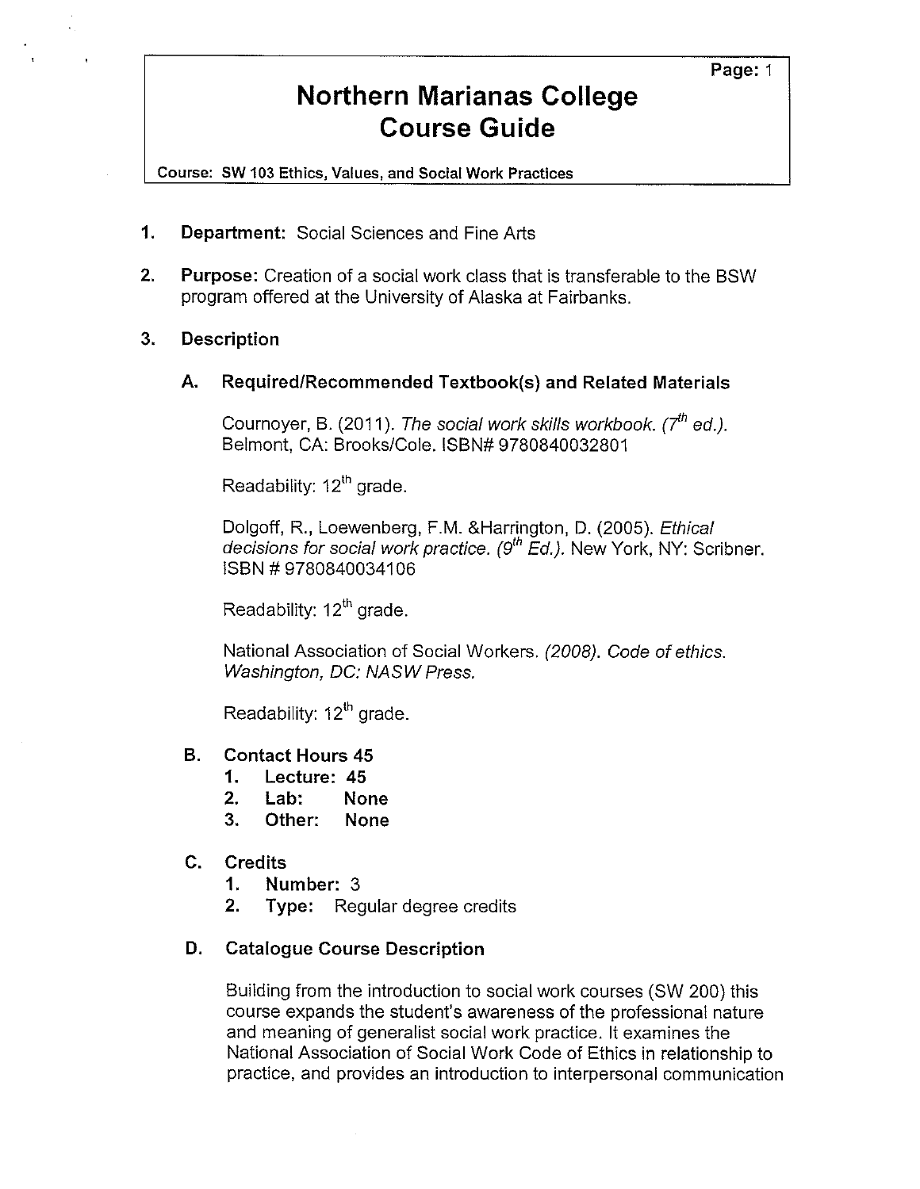# Northern Marianas College
# Course Guide

**Course: SW 103 Ethics, Values, and Social Work Practices**

1. **Department:** Social Sciences and Fine Arts

2. **Purpose:** Creation of a social work class that is transferable to the BSW program offered at the University of Alaska at Fairbanks.

3. **Description**

   **A. Required/Recommended Textbook(s) and Related Materials**

   Cournoyer, B. (2011). *The social work skills workbook. (7th ed.).* Belmont, CA: Brooks/Cole. ISBN# 9780840032801

   Readability: 12th grade.

   Dolgoff, R., Loewenberg, F.M. &Harrington, D. (2005). *Ethical decisions for social work practice. (9th Ed.).* New York, NY: Scribner. ISBN # 9780840034106

   Readability: 12th grade.

   National Association of Social Workers. *(2008). Code of ethics. Washington, DC: NASW Press.*

   Readability: 12th grade.

   **B. Contact Hours 45**
   1. **Lecture: 45**
   2. **Lab: None**
   3. **Other: None**

   **C. Credits**
   1. **Number:** 3
   2. **Type:** Regular degree credits

   **D. Catalogue Course Description**

   Building from the introduction to social work courses (SW 200) this course expands the student's awareness of the professional nature and meaning of generalist social work practice. It examines the National Association of Social Work Code of Ethics in relationship to practice, and provides an introduction to interpersonal communication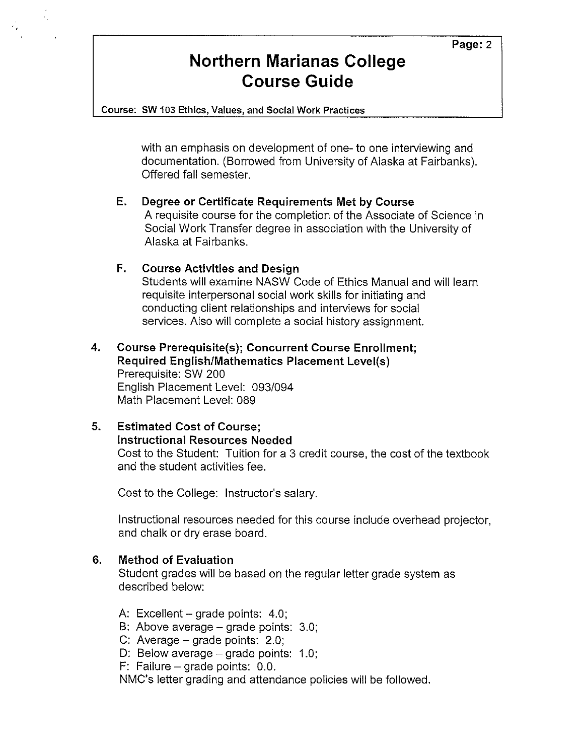with an emphasis on development of one- to one interviewing and documentation. (Borrowed from University of Alaska at Fairbanks). Offered fall semester.

**E. Degree or Certificate Requirements Met by Course**

A requisite course for the completion of the Associate of Science in Social Work Transfer degree in association with the University of Alaska at Fairbanks.

**F. Course Activities and Design**

Students will examine NASW Code of Ethics Manual and will learn requisite interpersonal social work skills for initiating and conducting client relationships and interviews for social services. Also will complete a social history assignment.

**4. Course Prerequisite(s); Concurrent Course Enrollment; Required English/Mathematics Placement Level(s)**

Prerequisite: SW 200
English Placement Level: 093/094
Math Placement Level: 089

**5. Estimated Cost of Course; Instructional Resources Needed**

Cost to the Student: Tuition for a 3 credit course, the cost of the textbook and the student activities fee.

Cost to the College: Instructor's salary.

Instructional resources needed for this course include overhead projector, and chalk or dry erase board.

**6. Method of Evaluation**

Student grades will be based on the regular letter grade system as described below:

A: Excellent – grade points: 4.0;
B: Above average – grade points: 3.0;
C: Average – grade points: 2.0;
D: Below average – grade points: 1.0;
F: Failure – grade points: 0.0.
NMC's letter grading and attendance policies will be followed.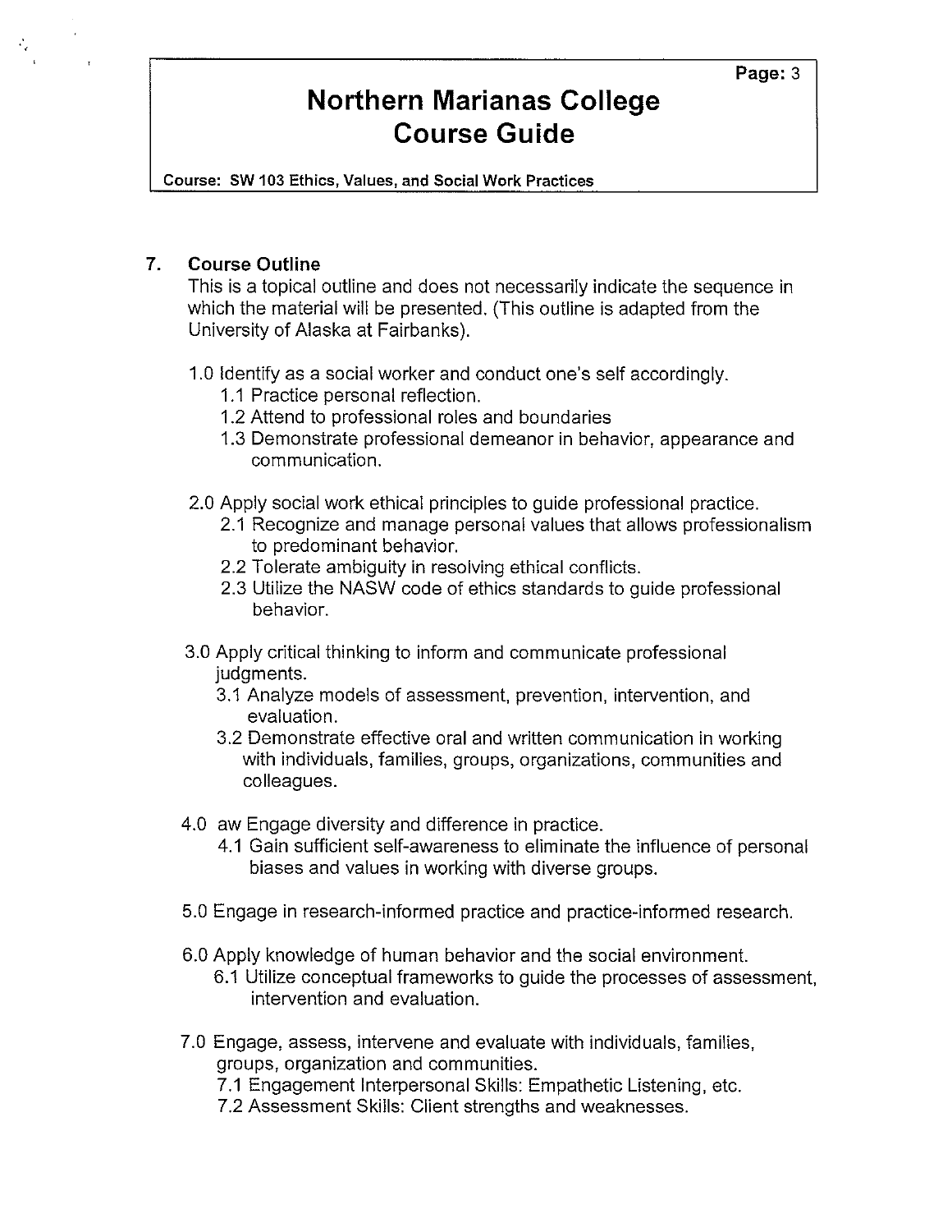# Northern Marianas College Course Guide

**Course: SW 103 Ethics, Values, and Social Work Practices**

## 7. Course Outline

This is a topical outline and does not necessarily indicate the sequence in which the material will be presented. (This outline is adapted from the University of Alaska at Fairbanks).

1.0 Identify as a social worker and conduct one's self accordingly.
- 1.1 Practice personal reflection.
- 1.2 Attend to professional roles and boundaries
- 1.3 Demonstrate professional demeanor in behavior, appearance and communication.

2.0 Apply social work ethical principles to guide professional practice.
- 2.1 Recognize and manage personal values that allows professionalism to predominant behavior.
- 2.2 Tolerate ambiguity in resolving ethical conflicts.
- 2.3 Utilize the NASW code of ethics standards to guide professional behavior.

3.0 Apply critical thinking to inform and communicate professional judgments.
- 3.1 Analyze models of assessment, prevention, intervention, and evaluation.
- 3.2 Demonstrate effective oral and written communication in working with individuals, families, groups, organizations, communities and colleagues.

4.0 aw Engage diversity and difference in practice.
- 4.1 Gain sufficient self-awareness to eliminate the influence of personal biases and values in working with diverse groups.

5.0 Engage in research-informed practice and practice-informed research.

6.0 Apply knowledge of human behavior and the social environment.
- 6.1 Utilize conceptual frameworks to guide the processes of assessment, intervention and evaluation.

7.0 Engage, assess, intervene and evaluate with individuals, families, groups, organization and communities.
- 7.1 Engagement Interpersonal Skills: Empathetic Listening, etc.
- 7.2 Assessment Skills: Client strengths and weaknesses.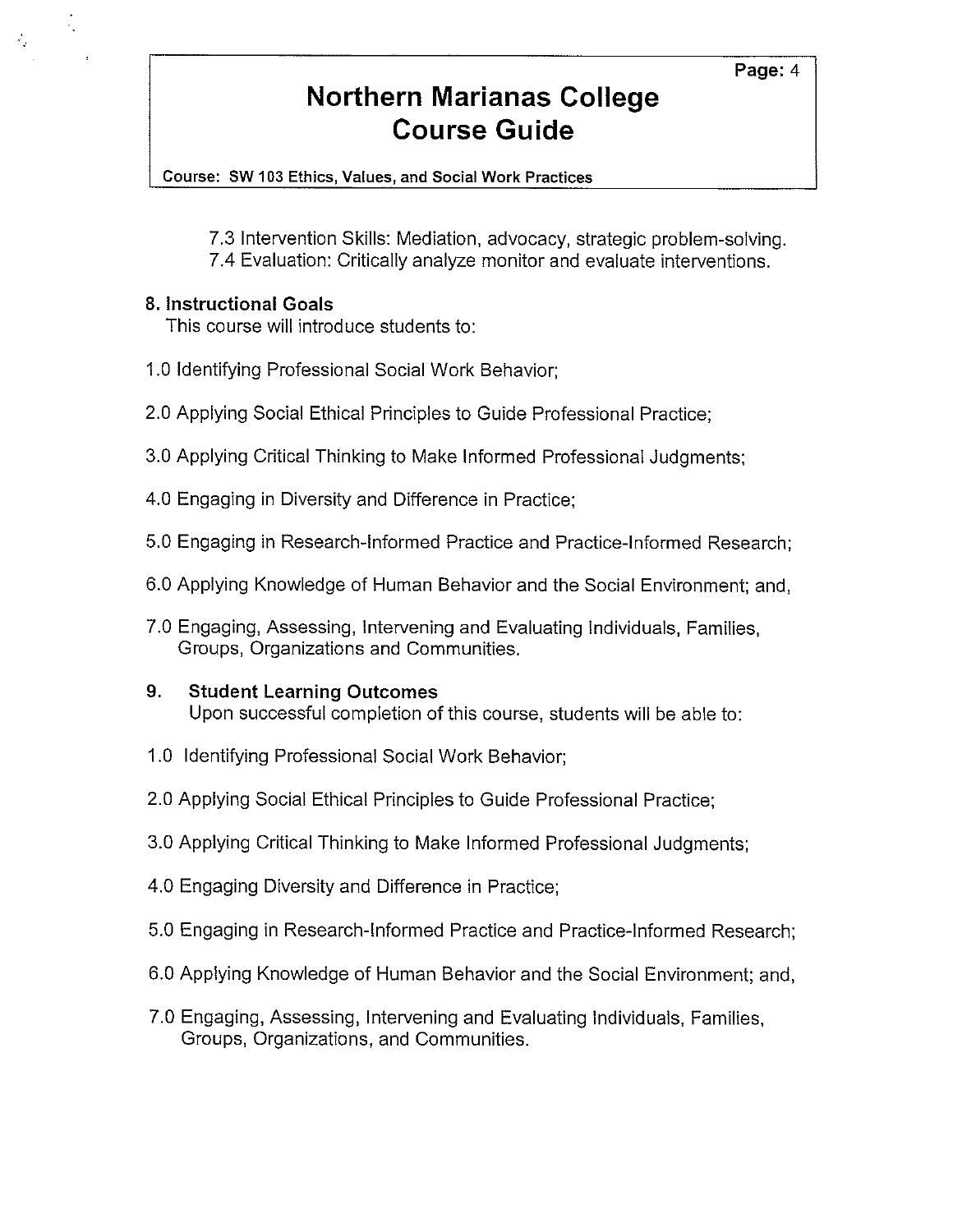7.3 Intervention Skills: Mediation, advocacy, strategic problem-solving.
7.4 Evaluation: Critically analyze monitor and evaluate interventions.

## 8. Instructional Goals

This course will introduce students to:

1.0 Identifying Professional Social Work Behavior;

2.0 Applying Social Ethical Principles to Guide Professional Practice;

3.0 Applying Critical Thinking to Make Informed Professional Judgments;

4.0 Engaging in Diversity and Difference in Practice;

5.0 Engaging in Research-Informed Practice and Practice-Informed Research;

6.0 Applying Knowledge of Human Behavior and the Social Environment; and,

7.0 Engaging, Assessing, Intervening and Evaluating Individuals, Families, Groups, Organizations and Communities.

## 9. Student Learning Outcomes

Upon successful completion of this course, students will be able to:

1.0 Identifying Professional Social Work Behavior;

2.0 Applying Social Ethical Principles to Guide Professional Practice;

3.0 Applying Critical Thinking to Make Informed Professional Judgments;

4.0 Engaging Diversity and Difference in Practice;

5.0 Engaging in Research-Informed Practice and Practice-Informed Research;

6.0 Applying Knowledge of Human Behavior and the Social Environment; and,

7.0 Engaging, Assessing, Intervening and Evaluating Individuals, Families, Groups, Organizations, and Communities.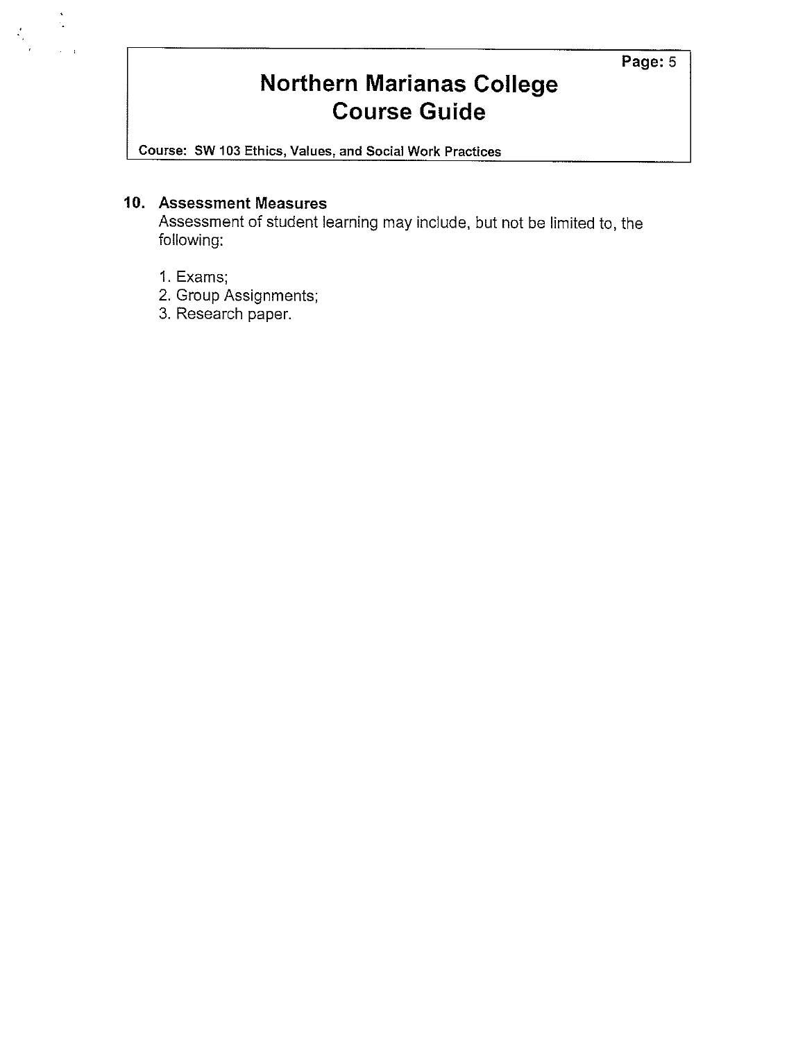## 10. Assessment Measures

Assessment of student learning may include, but not be limited to, the following:

1. Exams;
2. Group Assignments;
3. Research paper.